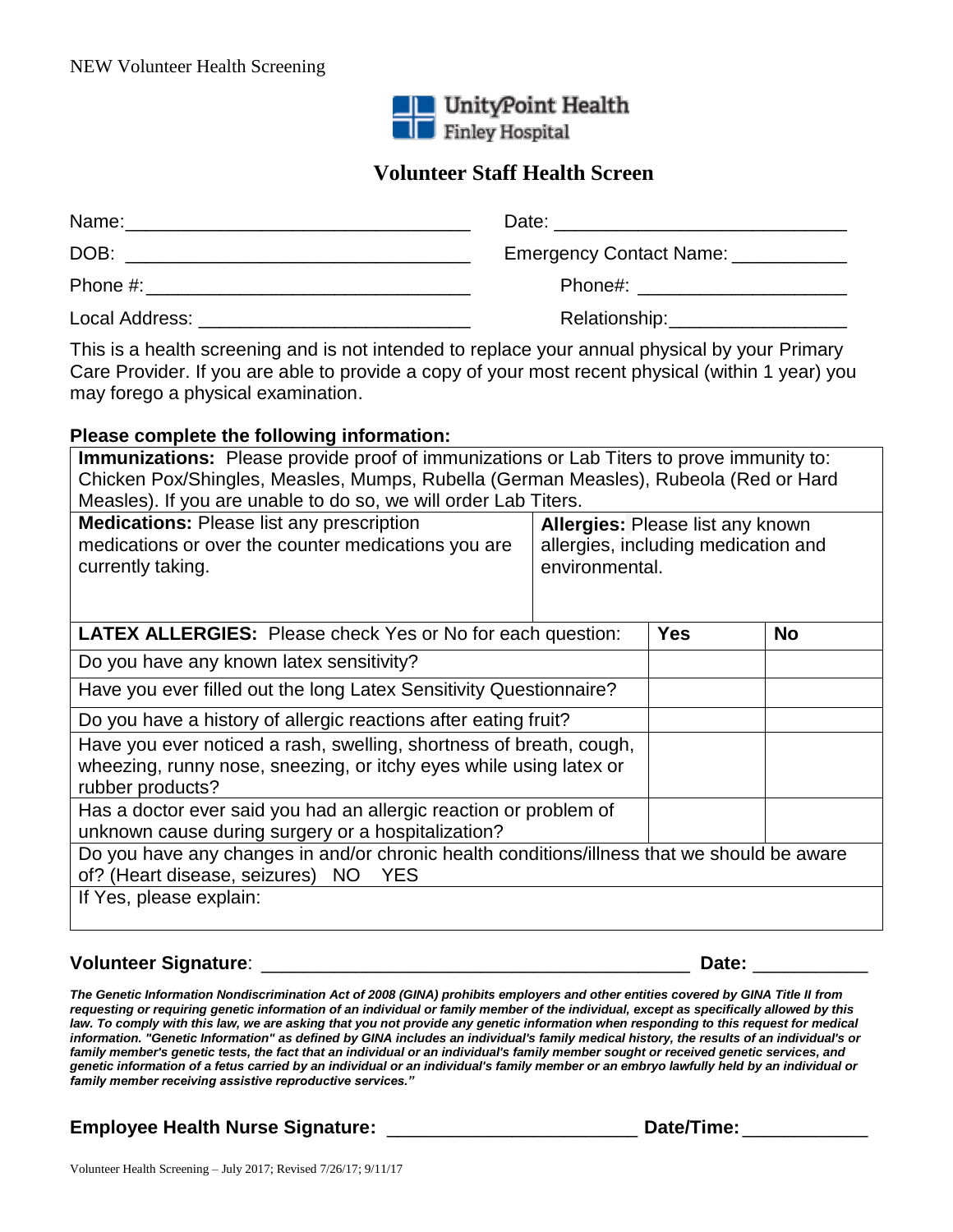NEW Volunteer Health Screening

UnityPoint Health
Finley Hospital

## Volunteer Staff Health Screen

Name:_________________________________ Date: ____________________________

DOB: _________________________________ Emergency Contact Name: ___________

Phone #:_______________________________ Phone#: ____________________

Local Address: __________________________ Relationship:_________________

This is a health screening and is not intended to replace your annual physical by your Primary Care Provider. If you are able to provide a copy of your most recent physical (within 1 year) you may forego a physical examination.

**Please complete the following information:**

**Immunizations:** Please provide proof of immunizations or Lab Titers to prove immunity to: Chicken Pox/Shingles, Measles, Mumps, Rubella (German Measles), Rubeola (Red or Hard Measles). If you are unable to do so, we will order Lab Titers.

| **Medications:** Please list any prescription medications or over the counter medications you are currently taking. | **Allergies:** Please list any known allergies, including medication and environmental. |
|---|---|
| | |

| **LATEX ALLERGIES:** Please check Yes or No for each question: | **Yes** | **No** |
|---|---|---|
| Do you have any known latex sensitivity? | | |
| Have you ever filled out the long Latex Sensitivity Questionnaire? | | |
| Do you have a history of allergic reactions after eating fruit? | | |
| Have you ever noticed a rash, swelling, shortness of breath, cough, wheezing, runny nose, sneezing, or itchy eyes while using latex or rubber products? | | |
| Has a doctor ever said you had an allergic reaction or problem of unknown cause during surgery or a hospitalization? | | |

Do you have any changes in and/or chronic health conditions/illness that we should be aware of? (Heart disease, seizures) NO YES

If Yes, please explain:

**Volunteer Signature**: _________________________________________ **Date:** ___________

***The Genetic Information Nondiscrimination Act of 2008 (GINA) prohibits employers and other entities covered by GINA Title II from requesting or requiring genetic information of an individual or family member of the individual, except as specifically allowed by this law. To comply with this law, we are asking that you not provide any genetic information when responding to this request for medical information. "Genetic Information" as defined by GINA includes an individual's family medical history, the results of an individual's or family member's genetic tests, the fact that an individual or an individual's family member sought or received genetic services, and genetic information of a fetus carried by an individual or an individual's family member or an embryo lawfully held by an individual or family member receiving assistive reproductive services."***

**Employee Health Nurse Signature:** ________________________ **Date/Time:**____________

Volunteer Health Screening – July 2017; Revised 7/26/17; 9/11/17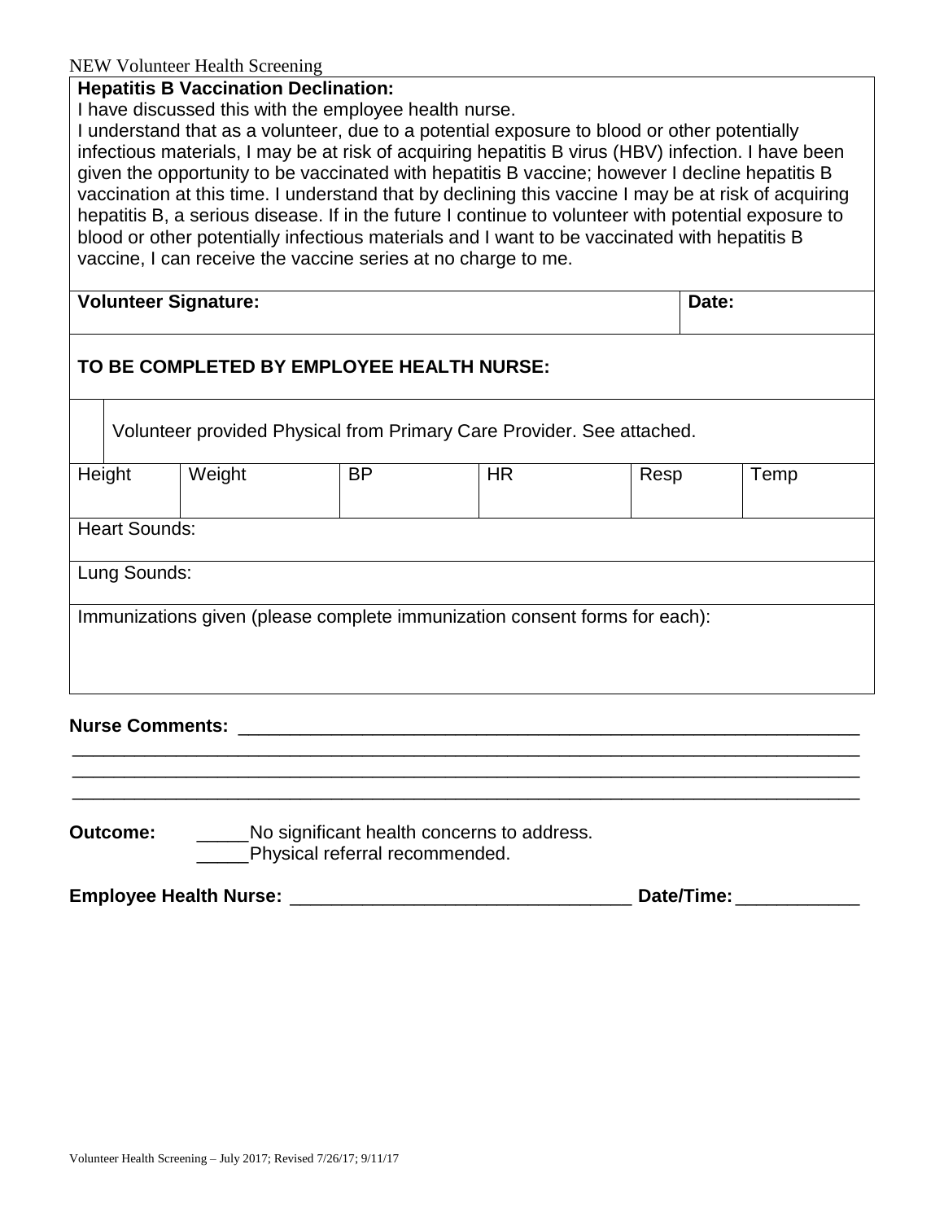NEW Volunteer Health Screening

**Hepatitis B Vaccination Declination:**

I have discussed this with the employee health nurse.

I understand that as a volunteer, due to a potential exposure to blood or other potentially infectious materials, I may be at risk of acquiring hepatitis B virus (HBV) infection. I have been given the opportunity to be vaccinated with hepatitis B vaccine; however I decline hepatitis B vaccination at this time. I understand that by declining this vaccine I may be at risk of acquiring hepatitis B, a serious disease. If in the future I continue to volunteer with potential exposure to blood or other potentially infectious materials and I want to be vaccinated with hepatitis B vaccine, I can receive the vaccine series at no charge to me.

| | |
|---|---|
| **Volunteer Signature:** | **Date:** |

**TO BE COMPLETED BY EMPLOYEE HEALTH NURSE:**

| | |
|---|---|
| | Volunteer provided Physical from Primary Care Provider. See attached. |

| Height | Weight | BP | HR | Resp | Temp |
|---|---|---|---|---|---|
| | | | | | |

Heart Sounds:

Lung Sounds:

Immunizations given (please complete immunization consent forms for each):

**Nurse Comments:** ____________________________________________________________
______________________________________________________________________________
______________________________________________________________________________
______________________________________________________________________________

**Outcome:** _____No significant health concerns to address.
_____Physical referral recommended.

**Employee Health Nurse:** _________________________________ **Date/Time:** ____________

Volunteer Health Screening – July 2017; Revised 7/26/17; 9/11/17